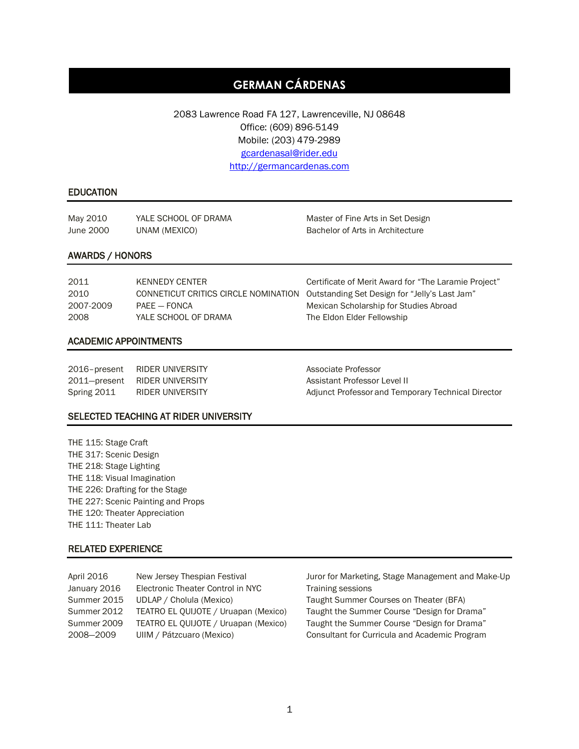# GERMAN CÁRDENAS

2083 Lawrence Road FA 127, Lawrenceville, NJ 08648
Office: (609) 896-5149
Mobile: (203) 479-2989
gcardenasal@rider.edu
http://germancardenas.com

## EDUCATION

| | | |
|---|---|---|
| May 2010 | YALE SCHOOL OF DRAMA | Master of Fine Arts in Set Design |
| June 2000 | UNAM (MEXICO) | Bachelor of Arts in Architecture |

## AWARDS / HONORS

| | | |
|---|---|---|
| 2011 | KENNEDY CENTER | Certificate of Merit Award for "The Laramie Project" |
| 2010 | CONNETICUT CRITICS CIRCLE NOMINATION | Outstanding Set Design for "Jelly's Last Jam" |
| 2007-2009 | PAEE – FONCA | Mexican Scholarship for Studies Abroad |
| 2008 | YALE SCHOOL OF DRAMA | The Eldon Elder Fellowship |

## ACADEMIC APPOINTMENTS

| | | |
|---|---|---|
| 2016–present | RIDER UNIVERSITY | Associate Professor |
| 2011—present | RIDER UNIVERSITY | Assistant Professor Level II |
| Spring 2011 | RIDER UNIVERSITY | Adjunct Professor and Temporary Technical Director |

## SELECTED TEACHING AT RIDER UNIVERSITY

THE 115: Stage Craft
THE 317: Scenic Design
THE 218: Stage Lighting
THE 118: Visual Imagination
THE 226: Drafting for the Stage
THE 227: Scenic Painting and Props
THE 120: Theater Appreciation
THE 111: Theater Lab

## RELATED EXPERIENCE

| | | |
|---|---|---|
| April 2016 | New Jersey Thespian Festival | Juror for Marketing, Stage Management and Make-Up |
| January 2016 | Electronic Theater Control in NYC | Training sessions |
| Summer 2015 | UDLAP / Cholula (Mexico) | Taught Summer Courses on Theater (BFA) |
| Summer 2012 | TEATRO EL QUIJOTE / Uruapan (Mexico) | Taught the Summer Course "Design for Drama" |
| Summer 2009 | TEATRO EL QUIJOTE / Uruapan (Mexico) | Taught the Summer Course "Design for Drama" |
| 2008—2009 | UIIM / Pátzcuaro (Mexico) | Consultant for Curricula and Academic Program |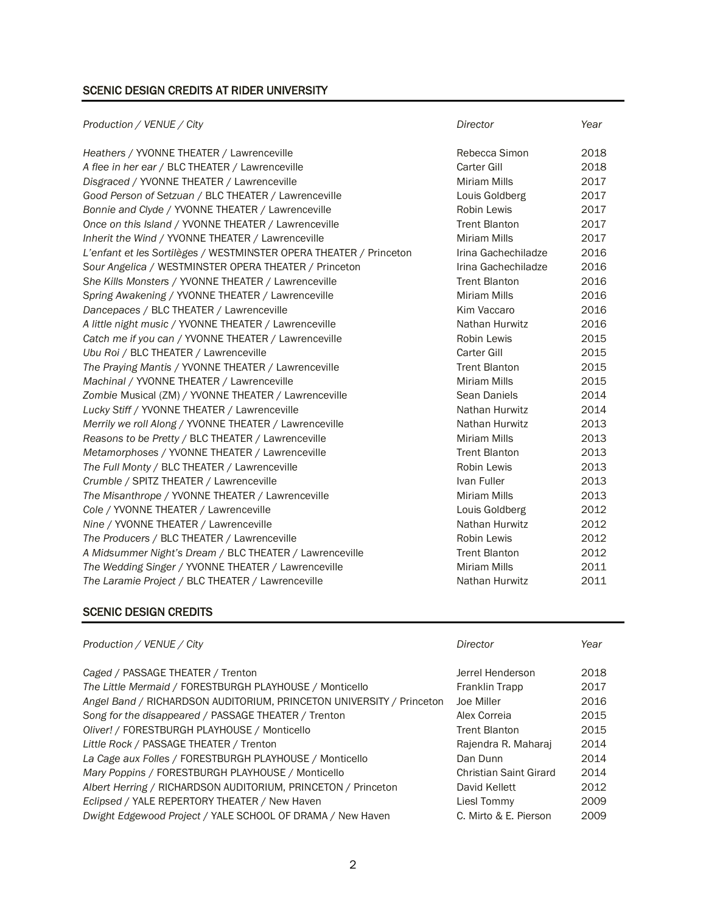## SCENIC DESIGN CREDITS AT RIDER UNIVERSITY

| *Production / VENUE / City* | *Director* | *Year* |
|---|---|---|
| *Heathers* / YVONNE THEATER / Lawrenceville | Rebecca Simon | 2018 |
| *A flee in her ear* / BLC THEATER / Lawrenceville | Carter Gill | 2018 |
| *Disgraced* / YVONNE THEATER / Lawrenceville | Miriam Mills | 2017 |
| *Good Person of Setzuan* / BLC THEATER / Lawrenceville | Louis Goldberg | 2017 |
| *Bonnie and Clyde* / YVONNE THEATER / Lawrenceville | Robin Lewis | 2017 |
| *Once on this Island* / YVONNE THEATER / Lawrenceville | Trent Blanton | 2017 |
| *Inherit the Wind* / YVONNE THEATER / Lawrenceville | Miriam Mills | 2017 |
| *L'enfant et les Sortilèges* / WESTMINSTER OPERA THEATER / Princeton | Irina Gachechiladze | 2016 |
| *Sour Angelica* / WESTMINSTER OPERA THEATER / Princeton | Irina Gachechiladze | 2016 |
| *She Kills Monsters* / YVONNE THEATER / Lawrenceville | Trent Blanton | 2016 |
| *Spring Awakening* / YVONNE THEATER / Lawrenceville | Miriam Mills | 2016 |
| *Dancepaces* / BLC THEATER / Lawrenceville | Kim Vaccaro | 2016 |
| *A little night music* / YVONNE THEATER / Lawrenceville | Nathan Hurwitz | 2016 |
| *Catch me if you can* / YVONNE THEATER / Lawrenceville | Robin Lewis | 2015 |
| *Ubu Roi* / BLC THEATER / Lawrenceville | Carter Gill | 2015 |
| *The Praying Mantis* / YVONNE THEATER / Lawrenceville | Trent Blanton | 2015 |
| *Machinal* / YVONNE THEATER / Lawrenceville | Miriam Mills | 2015 |
| *Zombie* Musical (ZM) / YVONNE THEATER / Lawrenceville | Sean Daniels | 2014 |
| *Lucky Stiff* / YVONNE THEATER / Lawrenceville | Nathan Hurwitz | 2014 |
| *Merrily we roll Along* / YVONNE THEATER / Lawrenceville | Nathan Hurwitz | 2013 |
| *Reasons to be Pretty* / BLC THEATER / Lawrenceville | Miriam Mills | 2013 |
| *Metamorphoses* / YVONNE THEATER / Lawrenceville | Trent Blanton | 2013 |
| *The Full Monty* / BLC THEATER / Lawrenceville | Robin Lewis | 2013 |
| *Crumble* / SPITZ THEATER / Lawrenceville | Ivan Fuller | 2013 |
| *The Misanthrope* / YVONNE THEATER / Lawrenceville | Miriam Mills | 2013 |
| *Cole* / YVONNE THEATER / Lawrenceville | Louis Goldberg | 2012 |
| *Nine* / YVONNE THEATER / Lawrenceville | Nathan Hurwitz | 2012 |
| *The Producers* / BLC THEATER / Lawrenceville | Robin Lewis | 2012 |
| *A Midsummer Night's Dream* / BLC THEATER / Lawrenceville | Trent Blanton | 2012 |
| *The Wedding Singer* / YVONNE THEATER / Lawrenceville | Miriam Mills | 2011 |
| *The Laramie Project* / BLC THEATER / Lawrenceville | Nathan Hurwitz | 2011 |

## SCENIC DESIGN CREDITS

| *Production / VENUE / City* | *Director* | *Year* |
|---|---|---|
| *Caged* / PASSAGE THEATER / Trenton | Jerrel Henderson | 2018 |
| *The Little Mermaid* / FORESTBURGH PLAYHOUSE / Monticello | Franklin Trapp | 2017 |
| *Angel Band* / RICHARDSON AUDITORIUM, PRINCETON UNIVERSITY / Princeton | Joe Miller | 2016 |
| *Song for the disappeared* / PASSAGE THEATER / Trenton | Alex Correia | 2015 |
| *Oliver!* / FORESTBURGH PLAYHOUSE / Monticello | Trent Blanton | 2015 |
| *Little Rock* / PASSAGE THEATER / Trenton | Rajendra R. Maharaj | 2014 |
| *La Cage aux Folles* / FORESTBURGH PLAYHOUSE / Monticello | Dan Dunn | 2014 |
| *Mary Poppins* / FORESTBURGH PLAYHOUSE / Monticello | Christian Saint Girard | 2014 |
| *Albert Herring* / RICHARDSON AUDITORIUM, PRINCETON / Princeton | David Kellett | 2012 |
| *Eclipsed* / YALE REPERTORY THEATER / New Haven | Liesl Tommy | 2009 |
| *Dwight Edgewood Project* / YALE SCHOOL OF DRAMA / New Haven | C. Mirto & E. Pierson | 2009 |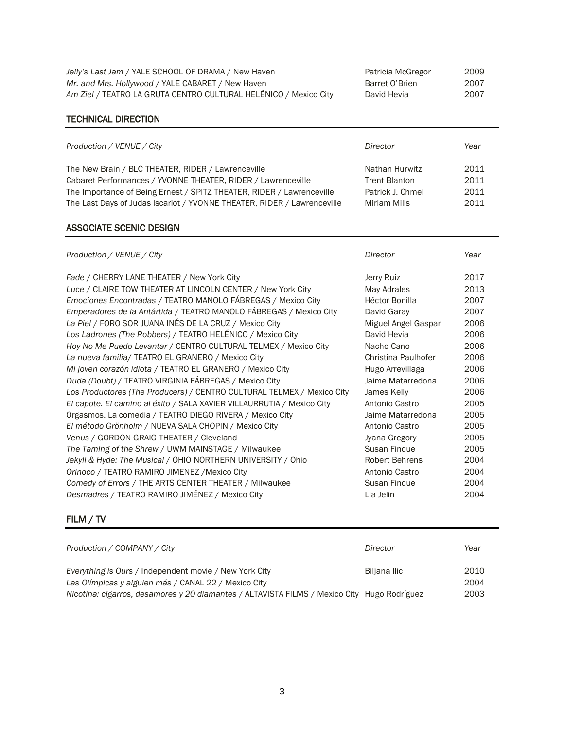| | | |
|---|---|---|
| *Jelly's Last Jam* / YALE SCHOOL OF DRAMA / New Haven | Patricia McGregor | 2009 |
| *Mr. and Mrs. Hollywood* / YALE CABARET / New Haven | Barret O'Brien | 2007 |
| *Am Ziel* / TEATRO LA GRUTA CENTRO CULTURAL HELÉNICO / Mexico City | David Hevia | 2007 |

## TECHNICAL DIRECTION

| *Production / VENUE / City* | *Director* | *Year* |
|---|---|---|
| The New Brain / BLC THEATER, RIDER / Lawrenceville | Nathan Hurwitz | 2011 |
| Cabaret Performances / YVONNE THEATER, RIDER / Lawrenceville | Trent Blanton | 2011 |
| The Importance of Being Ernest / SPITZ THEATER, RIDER / Lawrenceville | Patrick J. Chmel | 2011 |
| The Last Days of Judas Iscariot / YVONNE THEATER, RIDER / Lawrenceville | Miriam Mills | 2011 |

## ASSOCIATE SCENIC DESIGN

| *Production / VENUE / City* | *Director* | *Year* |
|---|---|---|
| *Fade* / CHERRY LANE THEATER / New York City | Jerry Ruiz | 2017 |
| *Luce* / CLAIRE TOW THEATER AT LINCOLN CENTER / New York City | May Adrales | 2013 |
| *Emociones Encontradas* / TEATRO MANOLO FÁBREGAS / Mexico City | Héctor Bonilla | 2007 |
| *Emperadores de la Antártida* / TEATRO MANOLO FÁBREGAS / Mexico City | David Garay | 2007 |
| *La Piel* / FORO SOR JUANA INÉS DE LA CRUZ / Mexico City | Miguel Angel Gaspar | 2006 |
| *Los Ladrones (The Robbers)* / TEATRO HELÉNICO / Mexico City | David Hevia | 2006 |
| *Hoy No Me Puedo Levantar* / CENTRO CULTURAL TELMEX / Mexico City | Nacho Cano | 2006 |
| *La nueva familia*/ TEATRO EL GRANERO / Mexico City | Christina Paulhofer | 2006 |
| *Mi joven corazón idiota* / TEATRO EL GRANERO / Mexico City | Hugo Arrevillaga | 2006 |
| *Duda (Doubt)* / TEATRO VIRGINIA FÁBREGAS / Mexico City | Jaime Matarredona | 2006 |
| *Los Productores (The Producers)* / CENTRO CULTURAL TELMEX / Mexico City | James Kelly | 2006 |
| *El capote. El camino al éxito* / SALA XAVIER VILLAURRUTIA / Mexico City | Antonio Castro | 2005 |
| Orgasmos. La comedia / TEATRO DIEGO RIVERA / Mexico City | Jaime Matarredona | 2005 |
| *El método Grönholm* / NUEVA SALA CHOPIN / Mexico City | Antonio Castro | 2005 |
| *Venus* / GORDON GRAIG THEATER / Cleveland | Jyana Gregory | 2005 |
| *The Taming of the Shrew* / UWM MAINSTAGE / Milwaukee | Susan Finque | 2005 |
| *Jekyll & Hyde: The Musical* / OHIO NORTHERN UNIVERSITY / Ohio | Robert Behrens | 2004 |
| *Orinoco* / TEATRO RAMIRO JIMENEZ /Mexico City | Antonio Castro | 2004 |
| *Comedy of Errors* / THE ARTS CENTER THEATER / Milwaukee | Susan Finque | 2004 |
| *Desmadres* / TEATRO RAMIRO JIMÉNEZ / Mexico City | Lia Jelin | 2004 |

## FILM / TV

| *Production / COMPANY / City* | *Director* | *Year* |
|---|---|---|
| *Everything is Ours* / Independent movie / New York City | Biljana Ilic | 2010 |
| *Las Olímpicas y alguien más* / CANAL 22 / Mexico City | | 2004 |
| *Nicotina: cigarros, desamores y 20 diamantes* / ALTAVISTA FILMS / Mexico City | Hugo Rodríguez | 2003 |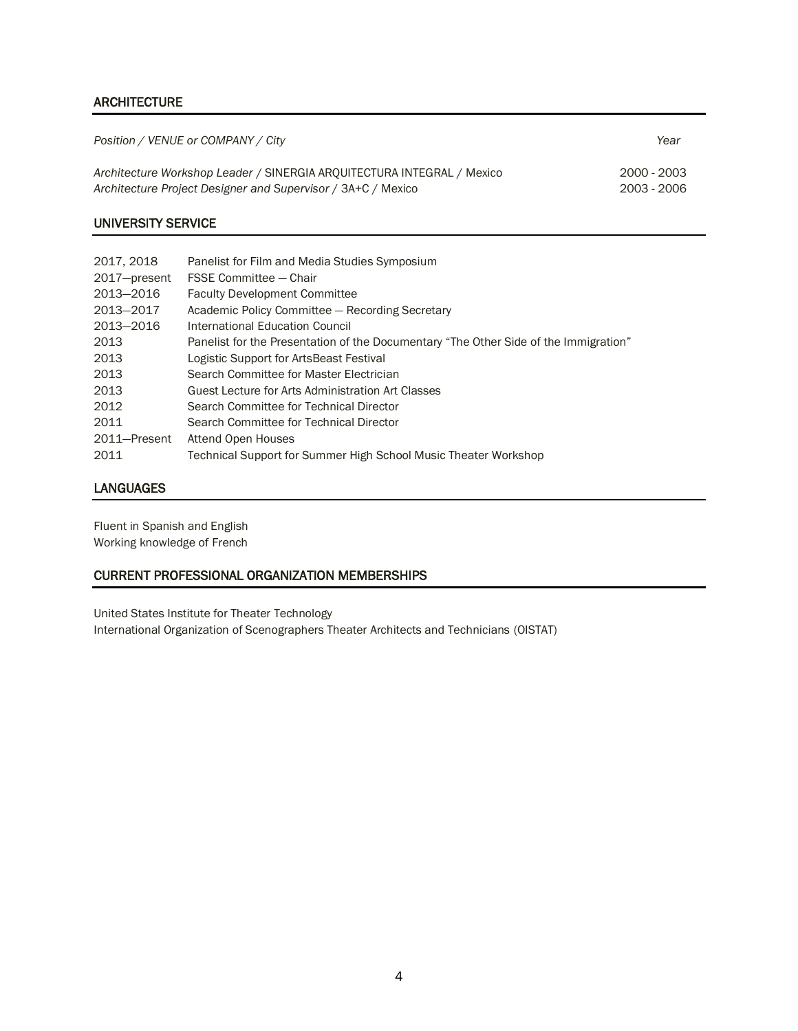## ARCHITECTURE

| *Position / VENUE or COMPANY / City* | *Year* |
|---|---|
| *Architecture Workshop Leader* / SINERGIA ARQUITECTURA INTEGRAL / Mexico | 2000 - 2003 |
| *Architecture Project Designer and Supervisor* / 3A+C / Mexico | 2003 - 2006 |

## UNIVERSITY SERVICE

| | |
|---|---|
| 2017, 2018 | Panelist for Film and Media Studies Symposium |
| 2017—present | FSSE Committee — Chair |
| 2013—2016 | Faculty Development Committee |
| 2013—2017 | Academic Policy Committee — Recording Secretary |
| 2013—2016 | International Education Council |
| 2013 | Panelist for the Presentation of the Documentary "The Other Side of the Immigration" |
| 2013 | Logistic Support for ArtsBeast Festival |
| 2013 | Search Committee for Master Electrician |
| 2013 | Guest Lecture for Arts Administration Art Classes |
| 2012 | Search Committee for Technical Director |
| 2011 | Search Committee for Technical Director |
| 2011—Present | Attend Open Houses |
| 2011 | Technical Support for Summer High School Music Theater Workshop |

## LANGUAGES

Fluent in Spanish and English
Working knowledge of French

## CURRENT PROFESSIONAL ORGANIZATION MEMBERSHIPS

United States Institute for Theater Technology
International Organization of Scenographers Theater Architects and Technicians (OISTAT)